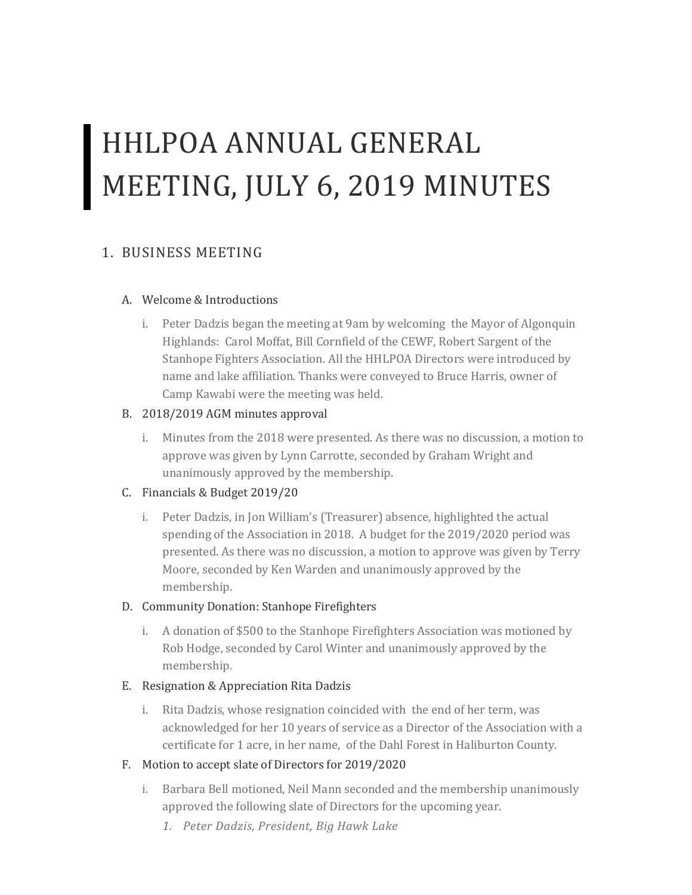# HHLPOA ANNUAL GENERAL MEETING, JULY 6, 2019 MINUTES

## 1. BUSINESS MEETING

A. Welcome & Introductions

   i. Peter Dadzis began the meeting at 9am by welcoming the Mayor of Algonquin Highlands: Carol Moffat, Bill Cornfield of the CEWF, Robert Sargent of the Stanhope Fighters Association. All the HHLPOA Directors were introduced by name and lake affiliation. Thanks were conveyed to Bruce Harris, owner of Camp Kawabi were the meeting was held.

B. 2018/2019 AGM minutes approval

   i. Minutes from the 2018 were presented. As there was no discussion, a motion to approve was given by Lynn Carrotte, seconded by Graham Wright and unanimously approved by the membership.

C. Financials & Budget 2019/20

   i. Peter Dadzis, in Jon William's (Treasurer) absence, highlighted the actual spending of the Association in 2018. A budget for the 2019/2020 period was presented. As there was no discussion, a motion to approve was given by Terry Moore, seconded by Ken Warden and unanimously approved by the membership.

D. Community Donation: Stanhope Firefighters

   i. A donation of $500 to the Stanhope Firefighters Association was motioned by Rob Hodge, seconded by Carol Winter and unanimously approved by the membership.

E. Resignation & Appreciation Rita Dadzis

   i. Rita Dadzis, whose resignation coincided with the end of her term, was acknowledged for her 10 years of service as a Director of the Association with a certificate for 1 acre, in her name, of the Dahl Forest in Haliburton County.

F. Motion to accept slate of Directors for 2019/2020

   i. Barbara Bell motioned, Neil Mann seconded and the membership unanimously approved the following slate of Directors for the upcoming year.

      1. *Peter Dadzis, President, Big Hawk Lake*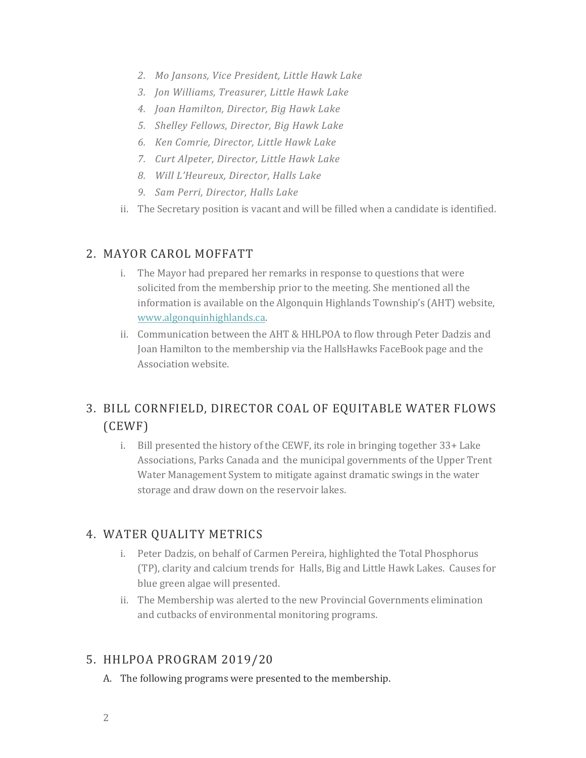2. *Mo Jansons, Vice President, Little Hawk Lake*
3. *Jon Williams, Treasurer, Little Hawk Lake*
4. *Joan Hamilton, Director, Big Hawk Lake*
5. *Shelley Fellows, Director, Big Hawk Lake*
6. *Ken Comrie, Director, Little Hawk Lake*
7. *Curt Alpeter, Director, Little Hawk Lake*
8. *Will L'Heureux, Director, Halls Lake*
9. *Sam Perri, Director, Halls Lake*

ii. The Secretary position is vacant and will be filled when a candidate is identified.

## 2. MAYOR CAROL MOFFATT

i. The Mayor had prepared her remarks in response to questions that were solicited from the membership prior to the meeting. She mentioned all the information is available on the Algonquin Highlands Township's (AHT) website, [www.algonquinhighlands.ca](http://www.algonquinhighlands.ca).

ii. Communication between the AHT & HHLPOA to flow through Peter Dadzis and Joan Hamilton to the membership via the HallsHawks FaceBook page and the Association website.

## 3. BILL CORNFIELD, DIRECTOR COAL OF EQUITABLE WATER FLOWS (CEWF)

i. Bill presented the history of the CEWF, its role in bringing together 33+ Lake Associations, Parks Canada and the municipal governments of the Upper Trent Water Management System to mitigate against dramatic swings in the water storage and draw down on the reservoir lakes.

## 4. WATER QUALITY METRICS

i. Peter Dadzis, on behalf of Carmen Pereira, highlighted the Total Phosphorus (TP), clarity and calcium trends for Halls, Big and Little Hawk Lakes. Causes for blue green algae will presented.

ii. The Membership was alerted to the new Provincial Governments elimination and cutbacks of environmental monitoring programs.

## 5. HHLPOA PROGRAM 2019/20

A. The following programs were presented to the membership.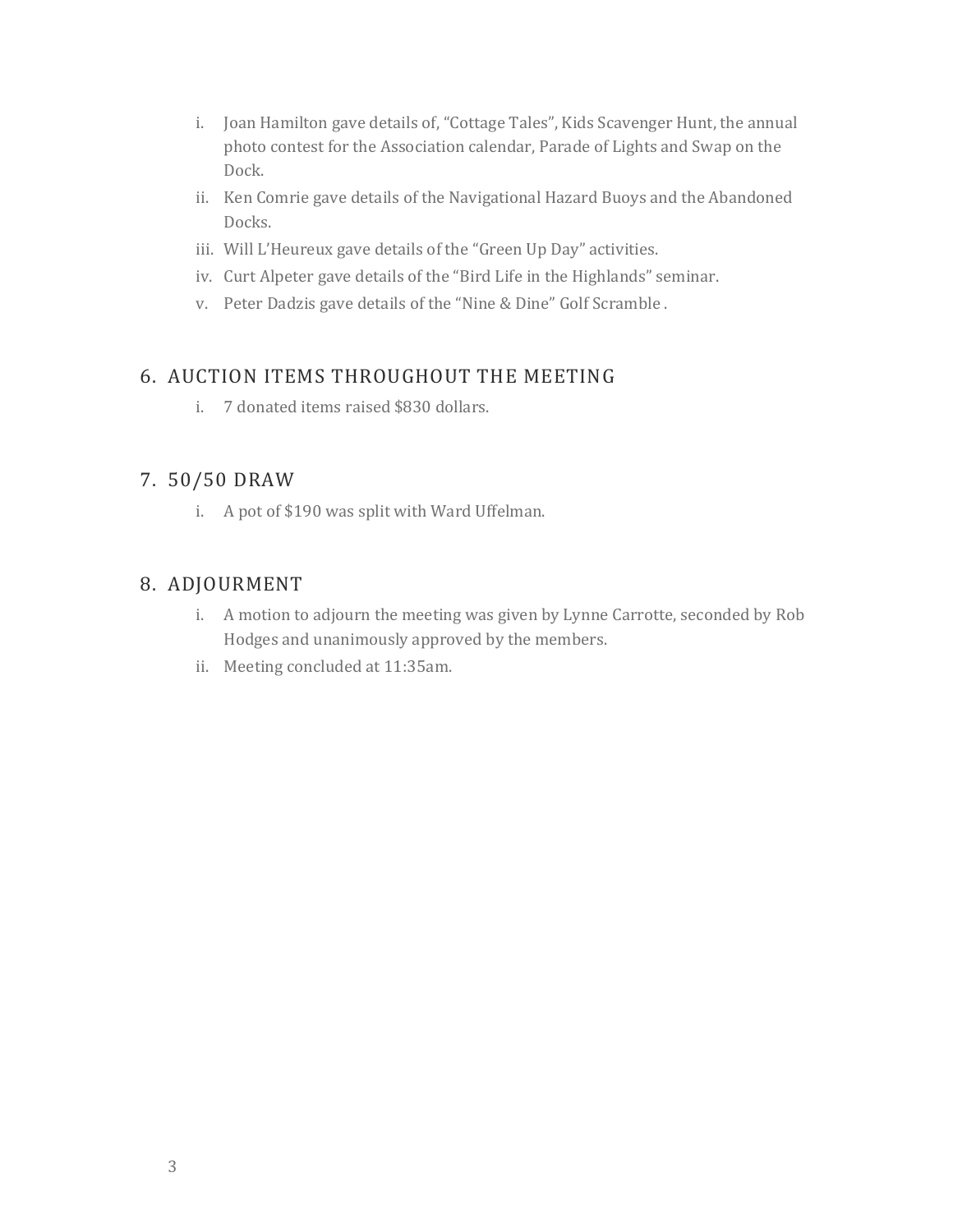i. Joan Hamilton gave details of, "Cottage Tales", Kids Scavenger Hunt, the annual photo contest for the Association calendar, Parade of Lights and Swap on the Dock.

ii. Ken Comrie gave details of the Navigational Hazard Buoys and the Abandoned Docks.

iii. Will L'Heureux gave details of the "Green Up Day" activities.

iv. Curt Alpeter gave details of the "Bird Life in the Highlands" seminar.

v. Peter Dadzis gave details of the "Nine & Dine" Golf Scramble .

## 6. AUCTION ITEMS THROUGHOUT THE MEETING

i. 7 donated items raised $830 dollars.

## 7. 50/50 DRAW

i. A pot of $190 was split with Ward Uffelman.

## 8. ADJOURMENT

i. A motion to adjourn the meeting was given by Lynne Carrotte, seconded by Rob Hodges and unanimously approved by the members.

ii. Meeting concluded at 11:35am.